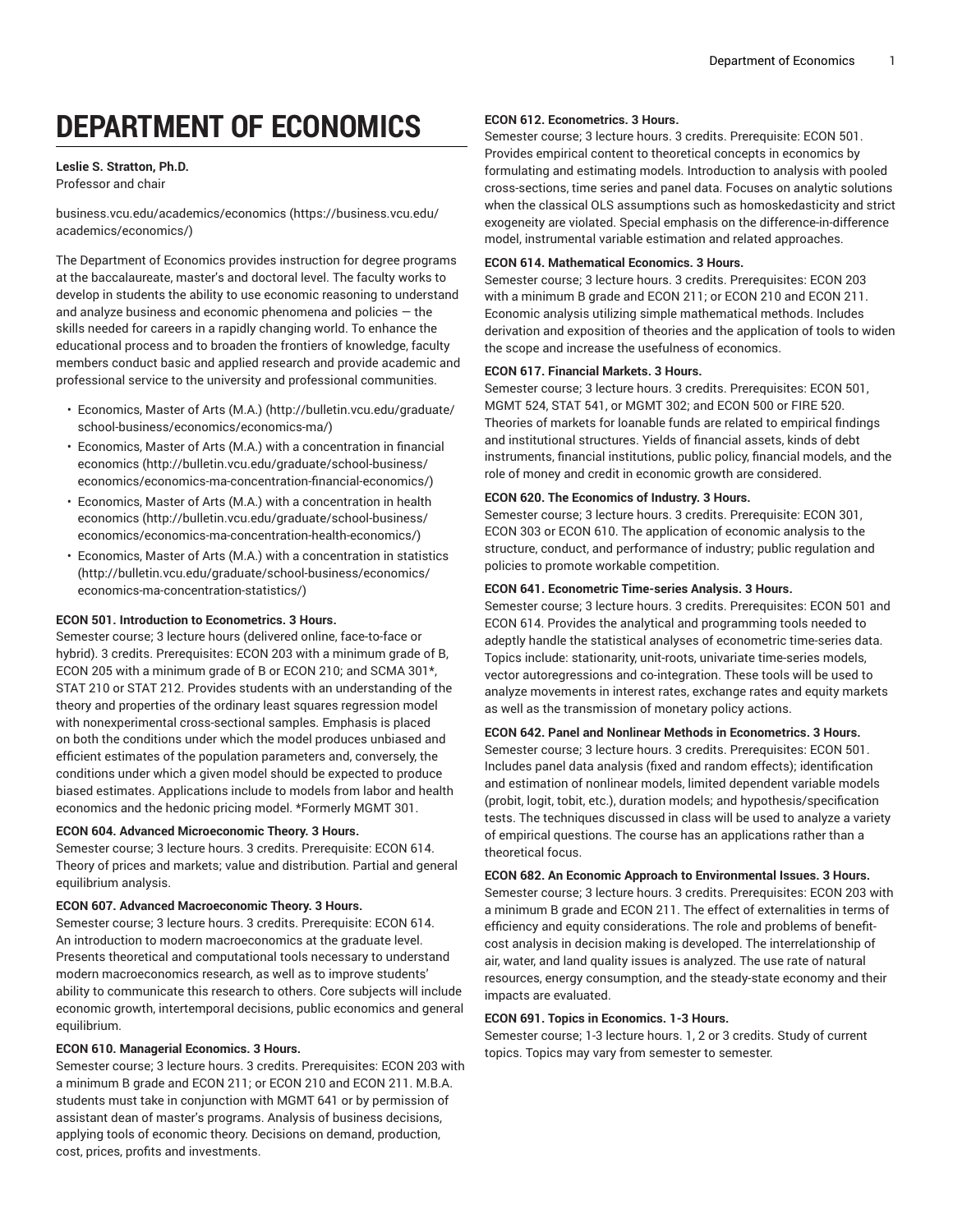# DEPARTMENT OF ECONOMICS

**Leslie S. Stratton, Ph.D.**
Professor and chair

business.vcu.edu/academics/economics (https://business.vcu.edu/academics/economics/)

The Department of Economics provides instruction for degree programs at the baccalaureate, master's and doctoral level. The faculty works to develop in students the ability to use economic reasoning to understand and analyze business and economic phenomena and policies — the skills needed for careers in a rapidly changing world. To enhance the educational process and to broaden the frontiers of knowledge, faculty members conduct basic and applied research and provide academic and professional service to the university and professional communities.

- Economics, Master of Arts (M.A.) (http://bulletin.vcu.edu/graduate/school-business/economics/economics-ma/)
- Economics, Master of Arts (M.A.) with a concentration in financial economics (http://bulletin.vcu.edu/graduate/school-business/economics/economics-ma-concentration-financial-economics/)
- Economics, Master of Arts (M.A.) with a concentration in health economics (http://bulletin.vcu.edu/graduate/school-business/economics/economics-ma-concentration-health-economics/)
- Economics, Master of Arts (M.A.) with a concentration in statistics (http://bulletin.vcu.edu/graduate/school-business/economics/economics-ma-concentration-statistics/)

**ECON 501. Introduction to Econometrics. 3 Hours.**
Semester course; 3 lecture hours (delivered online, face-to-face or hybrid). 3 credits. Prerequisites: ECON 203 with a minimum grade of B, ECON 205 with a minimum grade of B or ECON 210; and SCMA 301*, STAT 210 or STAT 212. Provides students with an understanding of the theory and properties of the ordinary least squares regression model with nonexperimental cross-sectional samples. Emphasis is placed on both the conditions under which the model produces unbiased and efficient estimates of the population parameters and, conversely, the conditions under which a given model should be expected to produce biased estimates. Applications include to models from labor and health economics and the hedonic pricing model. *Formerly MGMT 301.

**ECON 604. Advanced Microeconomic Theory. 3 Hours.**
Semester course; 3 lecture hours. 3 credits. Prerequisite: ECON 614. Theory of prices and markets; value and distribution. Partial and general equilibrium analysis.

**ECON 607. Advanced Macroeconomic Theory. 3 Hours.**
Semester course; 3 lecture hours. 3 credits. Prerequisite: ECON 614. An introduction to modern macroeconomics at the graduate level. Presents theoretical and computational tools necessary to understand modern macroeconomics research, as well as to improve students' ability to communicate this research to others. Core subjects will include economic growth, intertemporal decisions, public economics and general equilibrium.

**ECON 610. Managerial Economics. 3 Hours.**
Semester course; 3 lecture hours. 3 credits. Prerequisites: ECON 203 with a minimum B grade and ECON 211; or ECON 210 and ECON 211. M.B.A. students must take in conjunction with MGMT 641 or by permission of assistant dean of master's programs. Analysis of business decisions, applying tools of economic theory. Decisions on demand, production, cost, prices, profits and investments.

**ECON 612. Econometrics. 3 Hours.**
Semester course; 3 lecture hours. 3 credits. Prerequisite: ECON 501. Provides empirical content to theoretical concepts in economics by formulating and estimating models. Introduction to analysis with pooled cross-sections, time series and panel data. Focuses on analytic solutions when the classical OLS assumptions such as homoskedasticity and strict exogeneity are violated. Special emphasis on the difference-in-difference model, instrumental variable estimation and related approaches.

**ECON 614. Mathematical Economics. 3 Hours.**
Semester course; 3 lecture hours. 3 credits. Prerequisites: ECON 203 with a minimum B grade and ECON 211; or ECON 210 and ECON 211. Economic analysis utilizing simple mathematical methods. Includes derivation and exposition of theories and the application of tools to widen the scope and increase the usefulness of economics.

**ECON 617. Financial Markets. 3 Hours.**
Semester course; 3 lecture hours. 3 credits. Prerequisites: ECON 501, MGMT 524, STAT 541, or MGMT 302; and ECON 500 or FIRE 520. Theories of markets for loanable funds are related to empirical findings and institutional structures. Yields of financial assets, kinds of debt instruments, financial institutions, public policy, financial models, and the role of money and credit in economic growth are considered.

**ECON 620. The Economics of Industry. 3 Hours.**
Semester course; 3 lecture hours. 3 credits. Prerequisite: ECON 301, ECON 303 or ECON 610. The application of economic analysis to the structure, conduct, and performance of industry; public regulation and policies to promote workable competition.

**ECON 641. Econometric Time-series Analysis. 3 Hours.**
Semester course; 3 lecture hours. 3 credits. Prerequisites: ECON 501 and ECON 614. Provides the analytical and programming tools needed to adeptly handle the statistical analyses of econometric time-series data. Topics include: stationarity, unit-roots, univariate time-series models, vector autoregressions and co-integration. These tools will be used to analyze movements in interest rates, exchange rates and equity markets as well as the transmission of monetary policy actions.

**ECON 642. Panel and Nonlinear Methods in Econometrics. 3 Hours.**
Semester course; 3 lecture hours. 3 credits. Prerequisites: ECON 501. Includes panel data analysis (fixed and random effects); identification and estimation of nonlinear models, limited dependent variable models (probit, logit, tobit, etc.), duration models; and hypothesis/specification tests. The techniques discussed in class will be used to analyze a variety of empirical questions. The course has an applications rather than a theoretical focus.

**ECON 682. An Economic Approach to Environmental Issues. 3 Hours.**
Semester course; 3 lecture hours. 3 credits. Prerequisites: ECON 203 with a minimum B grade and ECON 211. The effect of externalities in terms of efficiency and equity considerations. The role and problems of benefit-cost analysis in decision making is developed. The interrelationship of air, water, and land quality issues is analyzed. The use rate of natural resources, energy consumption, and the steady-state economy and their impacts are evaluated.

**ECON 691. Topics in Economics. 1-3 Hours.**
Semester course; 1-3 lecture hours. 1, 2 or 3 credits. Study of current topics. Topics may vary from semester to semester.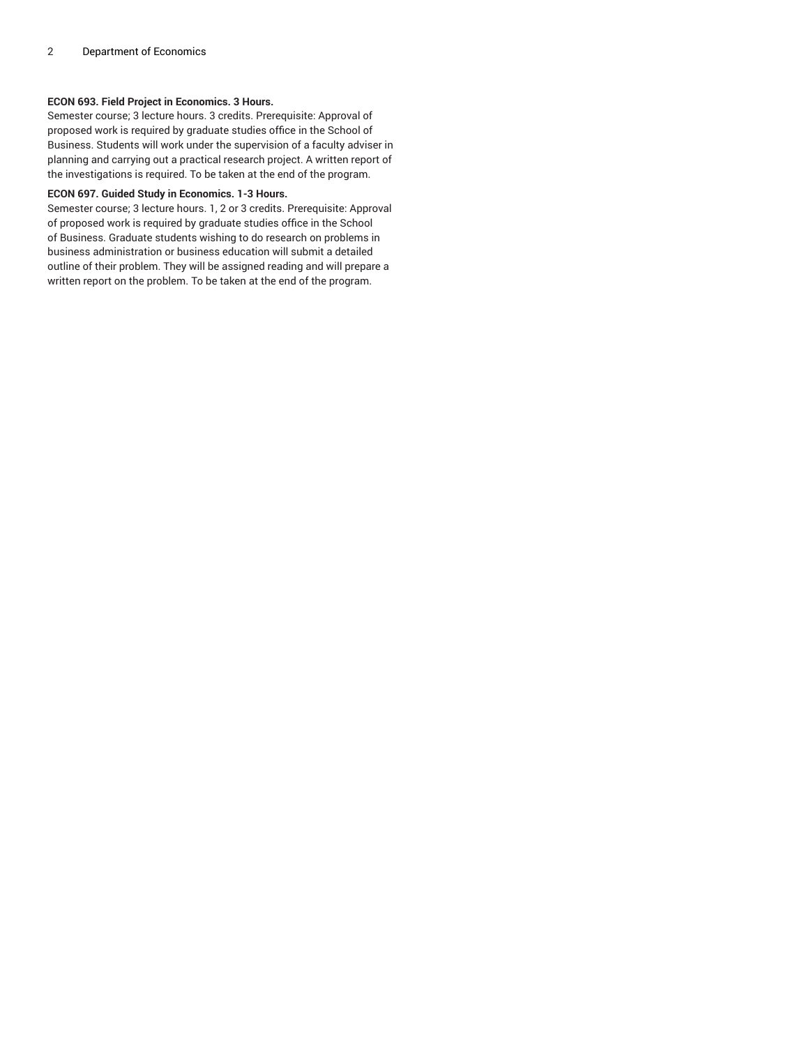**ECON 693. Field Project in Economics. 3 Hours.**

Semester course; 3 lecture hours. 3 credits. Prerequisite: Approval of proposed work is required by graduate studies office in the School of Business. Students will work under the supervision of a faculty adviser in planning and carrying out a practical research project. A written report of the investigations is required. To be taken at the end of the program.

**ECON 697. Guided Study in Economics. 1-3 Hours.**

Semester course; 3 lecture hours. 1, 2 or 3 credits. Prerequisite: Approval of proposed work is required by graduate studies office in the School of Business. Graduate students wishing to do research on problems in business administration or business education will submit a detailed outline of their problem. They will be assigned reading and will prepare a written report on the problem. To be taken at the end of the program.